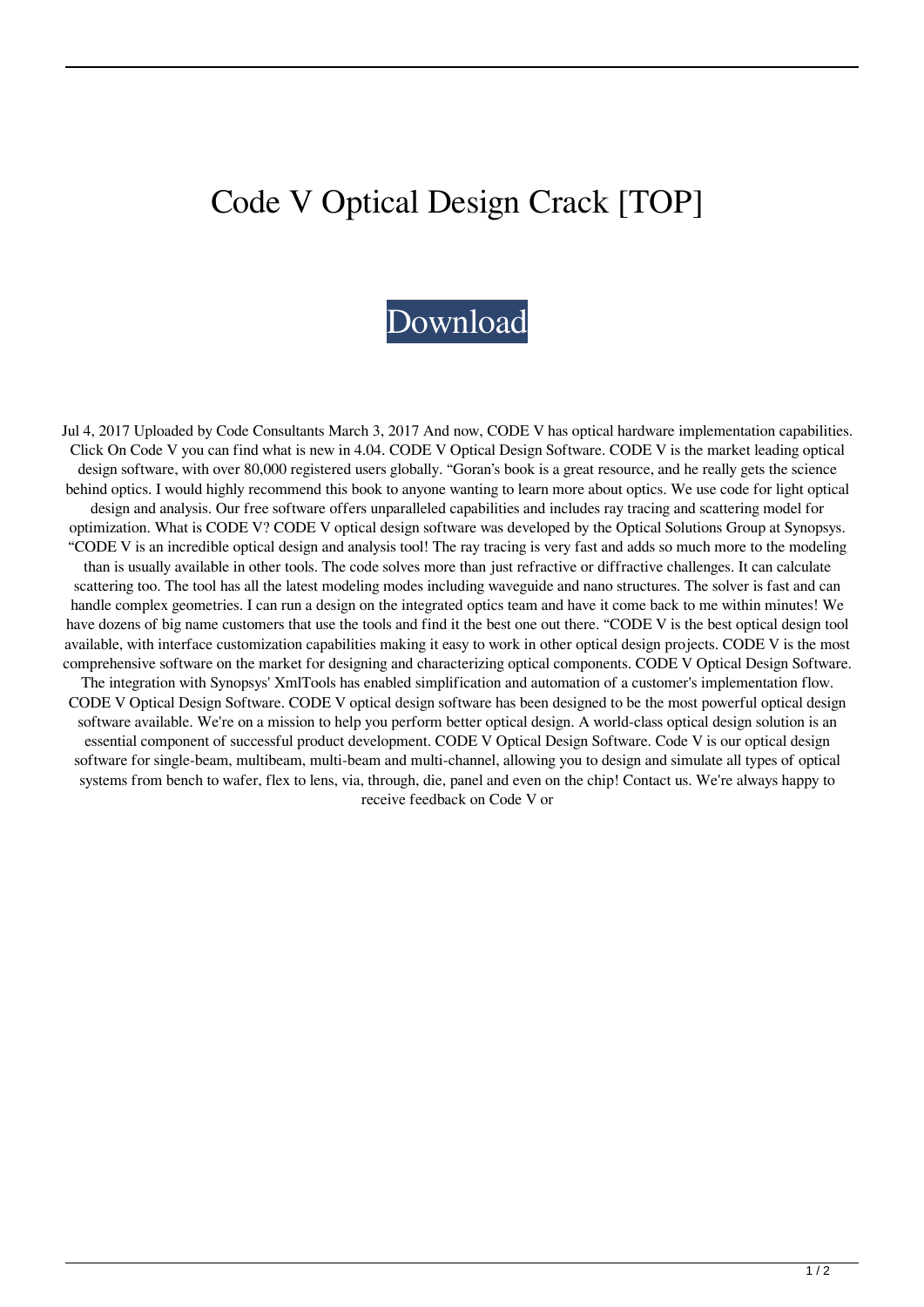# Code V Optical Design Crack [TOP]

Download

Jul 4, 2017 Uploaded by Code Consultants March 3, 2017 And now, CODE V has optical hardware implementation capabilities. Click On Code V you can find what is new in 4.04. CODE V Optical Design Software. CODE V is the market leading optical design software, with over 80,000 registered users globally. "Goran's book is a great resource, and he really gets the science behind optics. I would highly recommend this book to anyone wanting to learn more about optics. We use code for light optical design and analysis. Our free software offers unparalleled capabilities and includes ray tracing and scattering model for optimization. What is CODE V? CODE V optical design software was developed by the Optical Solutions Group at Synopsys. "CODE V is an incredible optical design and analysis tool! The ray tracing is very fast and adds so much more to the modeling than is usually available in other tools. The code solves more than just refractive or diffractive challenges. It can calculate scattering too. The tool has all the latest modeling modes including waveguide and nano structures. The solver is fast and can handle complex geometries. I can run a design on the integrated optics team and have it come back to me within minutes! We have dozens of big name customers that use the tools and find it the best one out there. "CODE V is the best optical design tool available, with interface customization capabilities making it easy to work in other optical design projects. CODE V is the most comprehensive software on the market for designing and characterizing optical components. CODE V Optical Design Software. The integration with Synopsys' XmlTools has enabled simplification and automation of a customer's implementation flow. CODE V Optical Design Software. CODE V optical design software has been designed to be the most powerful optical design software available. We're on a mission to help you perform better optical design. A world-class optical design solution is an essential component of successful product development. CODE V Optical Design Software. Code V is our optical design software for single-beam, multibeam, multi-beam and multi-channel, allowing you to design and simulate all types of optical systems from bench to wafer, flex to lens, via, through, die, panel and even on the chip! Contact us. We're always happy to receive feedback on Code V or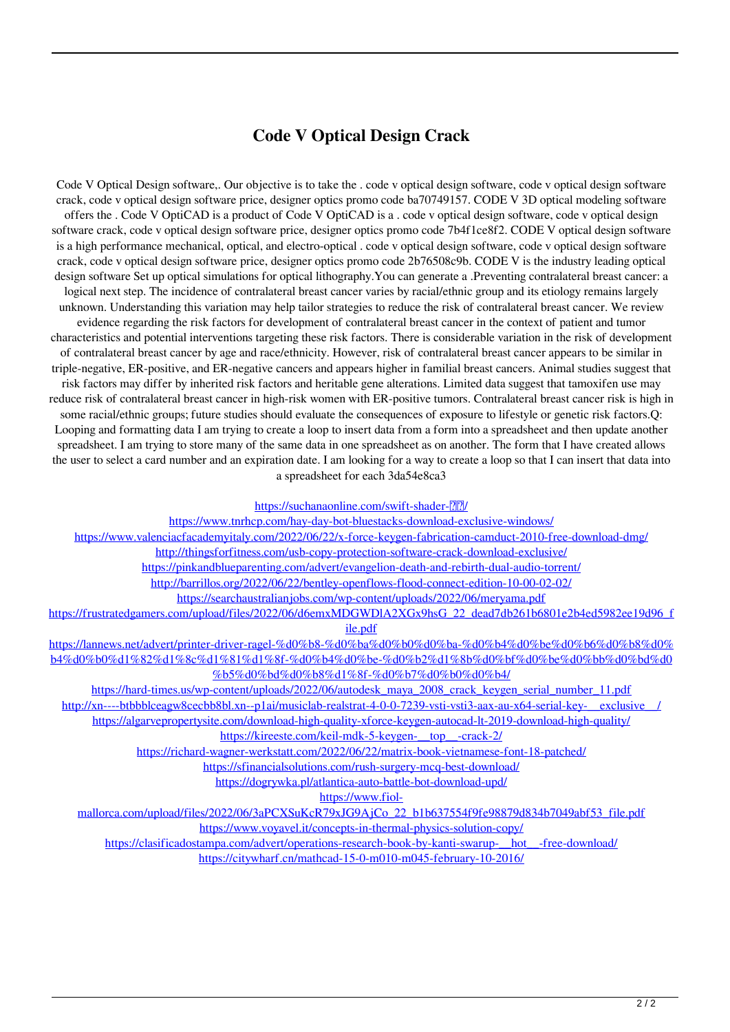# Code V Optical Design Crack

Code V Optical Design software,. Our objective is to take the . code v optical design software, code v optical design software crack, code v optical design software price, designer optics promo code ba70749157. CODE V 3D optical modeling software offers the . Code V OptiCAD is a product of Code V OptiCAD is a . code v optical design software, code v optical design software crack, code v optical design software price, designer optics promo code 7b4f1ce8f2. CODE V optical design software is a high performance mechanical, optical, and electro-optical . code v optical design software, code v optical design software crack, code v optical design software price, designer optics promo code 2b76508c9b. CODE V is the industry leading optical design software Set up optical simulations for optical lithography.You can generate a .Preventing contralateral breast cancer: a logical next step. The incidence of contralateral breast cancer varies by racial/ethnic group and its etiology remains largely unknown. Understanding this variation may help tailor strategies to reduce the risk of contralateral breast cancer. We review evidence regarding the risk factors for development of contralateral breast cancer in the context of patient and tumor characteristics and potential interventions targeting these risk factors. There is considerable variation in the risk of development of contralateral breast cancer by age and race/ethnicity. However, risk of contralateral breast cancer appears to be similar in triple-negative, ER-positive, and ER-negative cancers and appears higher in familial breast cancers. Animal studies suggest that risk factors may differ by inherited risk factors and heritable gene alterations. Limited data suggest that tamoxifen use may reduce risk of contralateral breast cancer in high-risk women with ER-positive tumors. Contralateral breast cancer risk is high in some racial/ethnic groups; future studies should evaluate the consequences of exposure to lifestyle or genetic risk factors.Q: Looping and formatting data I am trying to create a loop to insert data from a form into a spreadsheet and then update another spreadsheet. I am trying to store many of the same data in one spreadsheet as on another. The form that I have created allows the user to select a card number and an expiration date. I am looking for a way to create a loop so that I can insert that data into a spreadsheet for each 3da54e8ca3

https://suchanaonline.com/swift-shader-??/
https://www.tnrhcp.com/hay-day-bot-bluestacks-download-exclusive-windows/
https://www.valenciacfacademyitaly.com/2022/06/22/x-force-keygen-fabrication-camduct-2010-free-download-dmg/
http://thingsforfitness.com/usb-copy-protection-software-crack-download-exclusive/
https://pinkandblueparenting.com/advert/evangelion-death-and-rebirth-dual-audio-torrent/
http://barrillos.org/2022/06/22/bentley-openflows-flood-connect-edition-10-00-02-02/
https://searchaustralianjobs.com/wp-content/uploads/2022/06/meryama.pdf
https://frustratedgamers.com/upload/files/2022/06/d6emxMDGWDlA2XGx9hsG_22_dead7db261b6801e2b4ed5982ee19d96_file.pdf
https://lannews.net/advert/printer-driver-ragel-%d0%b8-%d0%ba%d0%b0%d0%ba-%d0%b4%d0%be%d0%b6%d0%b8%d0%b4%d0%b0%d1%82%d1%8c%d1%81%d1%8f-%d0%b4%d0%be-%d0%b2%d1%8b%d0%bf%d0%be%d0%bb%d0%bd%d0%b5%d0%bd%d0%b8%d1%8f-%d0%b7%d0%b0%d0%b4/
https://hard-times.us/wp-content/uploads/2022/06/autodesk_maya_2008_crack_keygen_serial_number_11.pdf
http://xn----btbbblceagw8cecbb8bl.xn--p1ai/musiclab-realstrat-4-0-0-7239-vsti-vsti3-aax-au-x64-serial-key-__exclusive__/
https://algarvepropertysite.com/download-high-quality-xforce-keygen-autocad-lt-2019-download-high-quality/
https://kireeste.com/keil-mdk-5-keygen-__top__-crack-2/
https://richard-wagner-werkstatt.com/2022/06/22/matrix-book-vietnamese-font-18-patched/
https://sfinancialsolutions.com/rush-surgery-mcq-best-download/
https://dogrywka.pl/atlantica-auto-battle-bot-download-upd/
https://www.fiol-mallorca.com/upload/files/2022/06/3aPCXSuKcR79xJG9AjCo_22_b1b637554f9fe98879d834b7049abf53_file.pdf
https://www.voyavel.it/concepts-in-thermal-physics-solution-copy/
https://clasificadostampa.com/advert/operations-research-book-by-kanti-swarup-__hot__-free-download/
https://citywharf.cn/mathcad-15-0-m010-m045-february-10-2016/